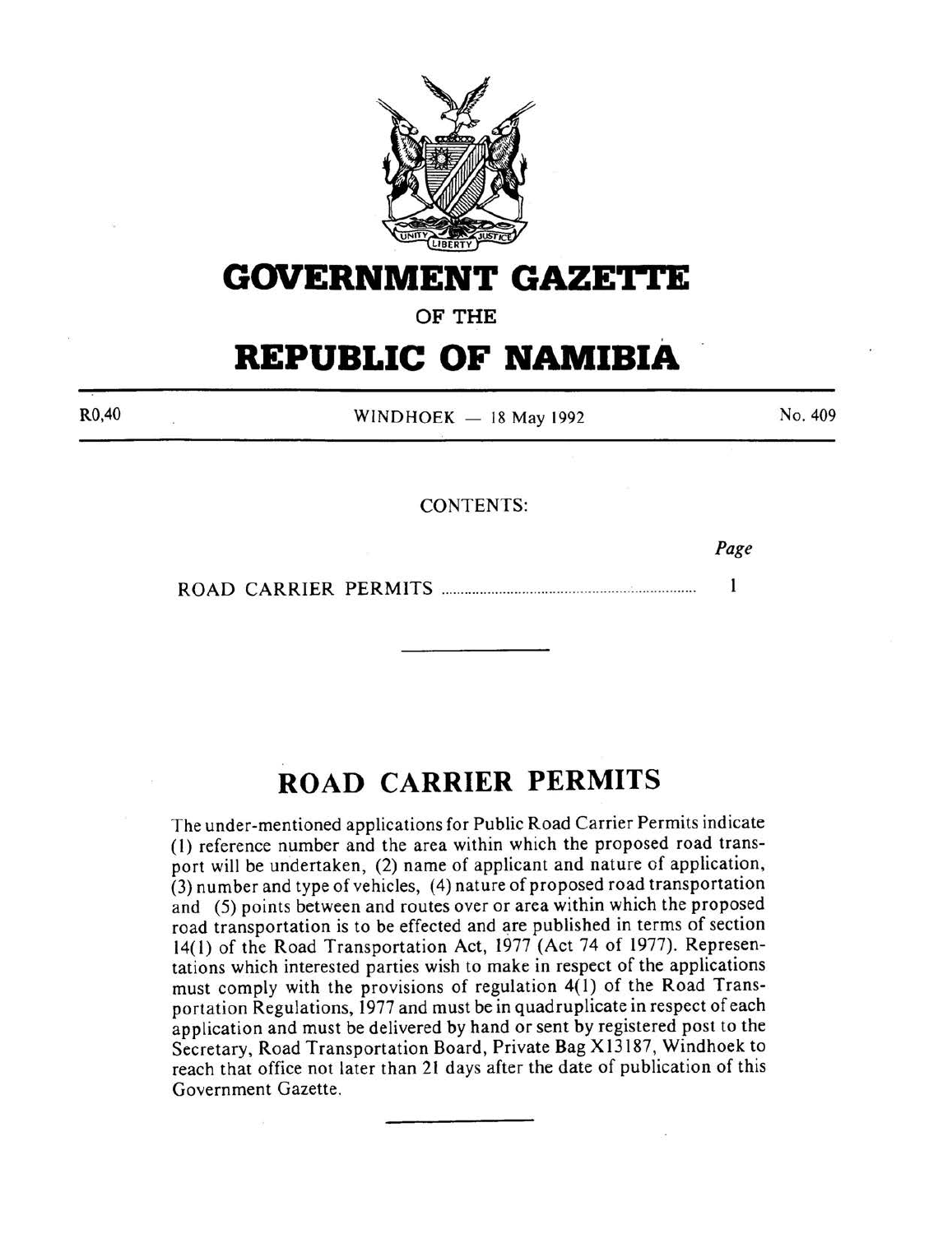# GOVERNMENT GAZETTE

OF THE

# REPUBLIC OF NAMIBIA

R0,40 WINDHOEK — 18 May 1992 No. 409

CONTENTS:

| | Page |
|---|---|
| ROAD CARRIER PERMITS | 1 |

---

## ROAD CARRIER PERMITS

The under-mentioned applications for Public Road Carrier Permits indicate (1) reference number and the area within which the proposed road transport will be undertaken, (2) name of applicant and nature of application, (3) number and type of vehicles, (4) nature of proposed road transportation and (5) points between and routes over or area within which the proposed road transportation is to be effected and are published in terms of section 14(1) of the Road Transportation Act, 1977 (Act 74 of 1977). Representations which interested parties wish to make in respect of the applications must comply with the provisions of regulation 4(1) of the Road Transportation Regulations, 1977 and must be in quadruplicate in respect of each application and must be delivered by hand or sent by registered post to the Secretary, Road Transportation Board, Private Bag X13187, Windhoek to reach that office not later than 21 days after the date of publication of this Government Gazette.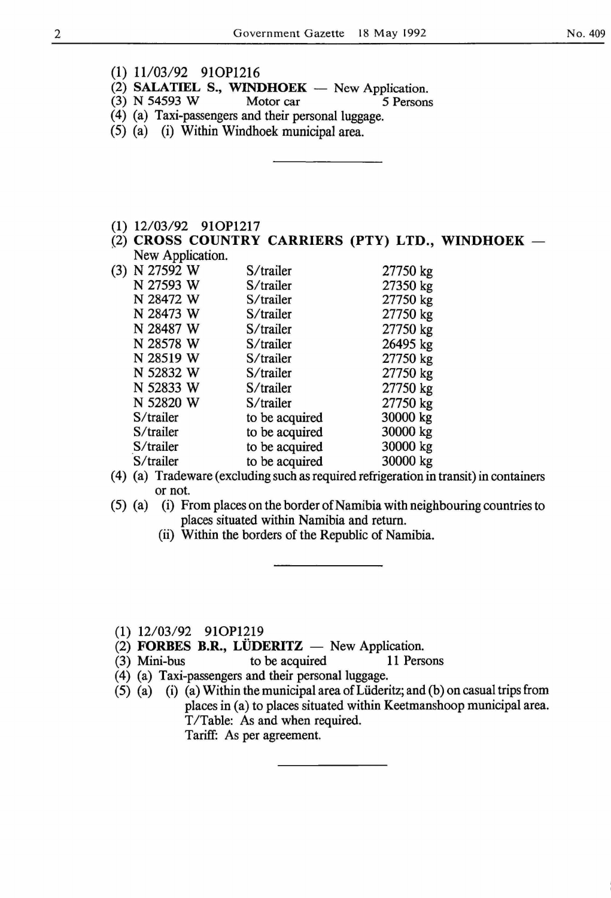(1) 11/03/92 91OP1216
(2) **SALATIEL S., WINDHOEK** — New Application.
(3) N 54593 W Motor car 5 Persons
(4) (a) Taxi-passengers and their personal luggage.
(5) (a) (i) Within Windhoek municipal area.

---

(1) 12/03/92 91OP1217
(2) **CROSS COUNTRY CARRIERS (PTY) LTD., WINDHOEK** — New Application.
(3)

| | | |
|---|---|---|
| N 27592 W | S/trailer | 27750 kg |
| N 27593 W | S/trailer | 27350 kg |
| N 28472 W | S/trailer | 27750 kg |
| N 28473 W | S/trailer | 27750 kg |
| N 28487 W | S/trailer | 27750 kg |
| N 28578 W | S/trailer | 26495 kg |
| N 28519 W | S/trailer | 27750 kg |
| N 52832 W | S/trailer | 27750 kg |
| N 52833 W | S/trailer | 27750 kg |
| N 52820 W | S/trailer | 27750 kg |
| S/trailer | to be acquired | 30000 kg |
| S/trailer | to be acquired | 30000 kg |
| S/trailer | to be acquired | 30000 kg |
| S/trailer | to be acquired | 30000 kg |

(4) (a) Tradeware (excluding such as required refrigeration in transit) in containers or not.
(5) (a) (i) From places on the border of Namibia with neighbouring countries to places situated within Namibia and return.
(ii) Within the borders of the Republic of Namibia.

---

(1) 12/03/92 91OP1219
(2) **FORBES B.R., LÜDERITZ** — New Application.
(3) Mini-bus to be acquired 11 Persons
(4) (a) Taxi-passengers and their personal luggage.
(5) (a) (i) (a) Within the municipal area of Lüderitz; and (b) on casual trips from places in (a) to places situated within Keetmanshoop municipal area.
T/Table: As and when required.
Tariff: As per agreement.

---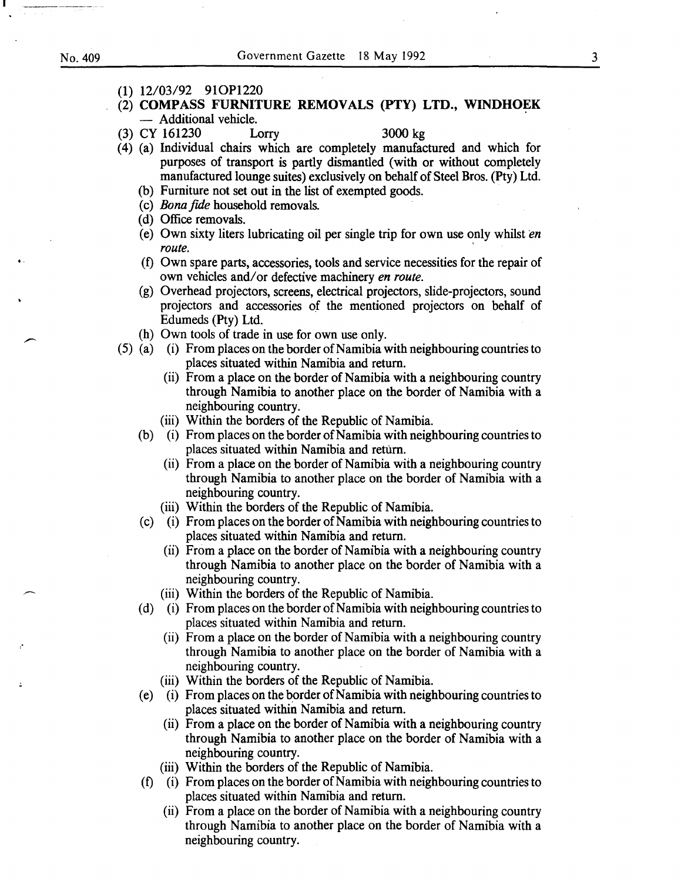(1) 12/03/92 91OP1220

(2) **COMPASS FURNITURE REMOVALS (PTY) LTD., WINDHOEK** — Additional vehicle.

(3) CY 161230 Lorry 3000 kg

(4) (a) Individual chairs which are completely manufactured and which for purposes of transport is partly dismantled (with or without completely manufactured lounge suites) exclusively on behalf of Steel Bros. (Pty) Ltd.

(b) Furniture not set out in the list of exempted goods.

(c) *Bona fide* household removals.

(d) Office removals.

(e) Own sixty liters lubricating oil per single trip for own use only whilst *en route*.

(f) Own spare parts, accessories, tools and service necessities for the repair of own vehicles and/or defective machinery *en route*.

(g) Overhead projectors, screens, electrical projectors, slide-projectors, sound projectors and accessories of the mentioned projectors on behalf of Edumeds (Pty) Ltd.

(h) Own tools of trade in use for own use only.

(5) (a) (i) From places on the border of Namibia with neighbouring countries to places situated within Namibia and return.

(ii) From a place on the border of Namibia with a neighbouring country through Namibia to another place on the border of Namibia with a neighbouring country.

(iii) Within the borders of the Republic of Namibia.

(b) (i) From places on the border of Namibia with neighbouring countries to places situated within Namibia and return.

(ii) From a place on the border of Namibia with a neighbouring country through Namibia to another place on the border of Namibia with a neighbouring country.

(iii) Within the borders of the Republic of Namibia.

(c) (i) From places on the border of Namibia with neighbouring countries to places situated within Namibia and return.

(ii) From a place on the border of Namibia with a neighbouring country through Namibia to another place on the border of Namibia with a neighbouring country.

(iii) Within the borders of the Republic of Namibia.

(d) (i) From places on the border of Namibia with neighbouring countries to places situated within Namibia and return.

(ii) From a place on the border of Namibia with a neighbouring country through Namibia to another place on the border of Namibia with a neighbouring country.

(iii) Within the borders of the Republic of Namibia.

(e) (i) From places on the border of Namibia with neighbouring countries to places situated within Namibia and return.

(ii) From a place on the border of Namibia with a neighbouring country through Namibia to another place on the border of Namibia with a neighbouring country.

(iii) Within the borders of the Republic of Namibia.

(f) (i) From places on the border of Namibia with neighbouring countries to places situated within Namibia and return.

(ii) From a place on the border of Namibia with a neighbouring country through Namibia to another place on the border of Namibia with a neighbouring country.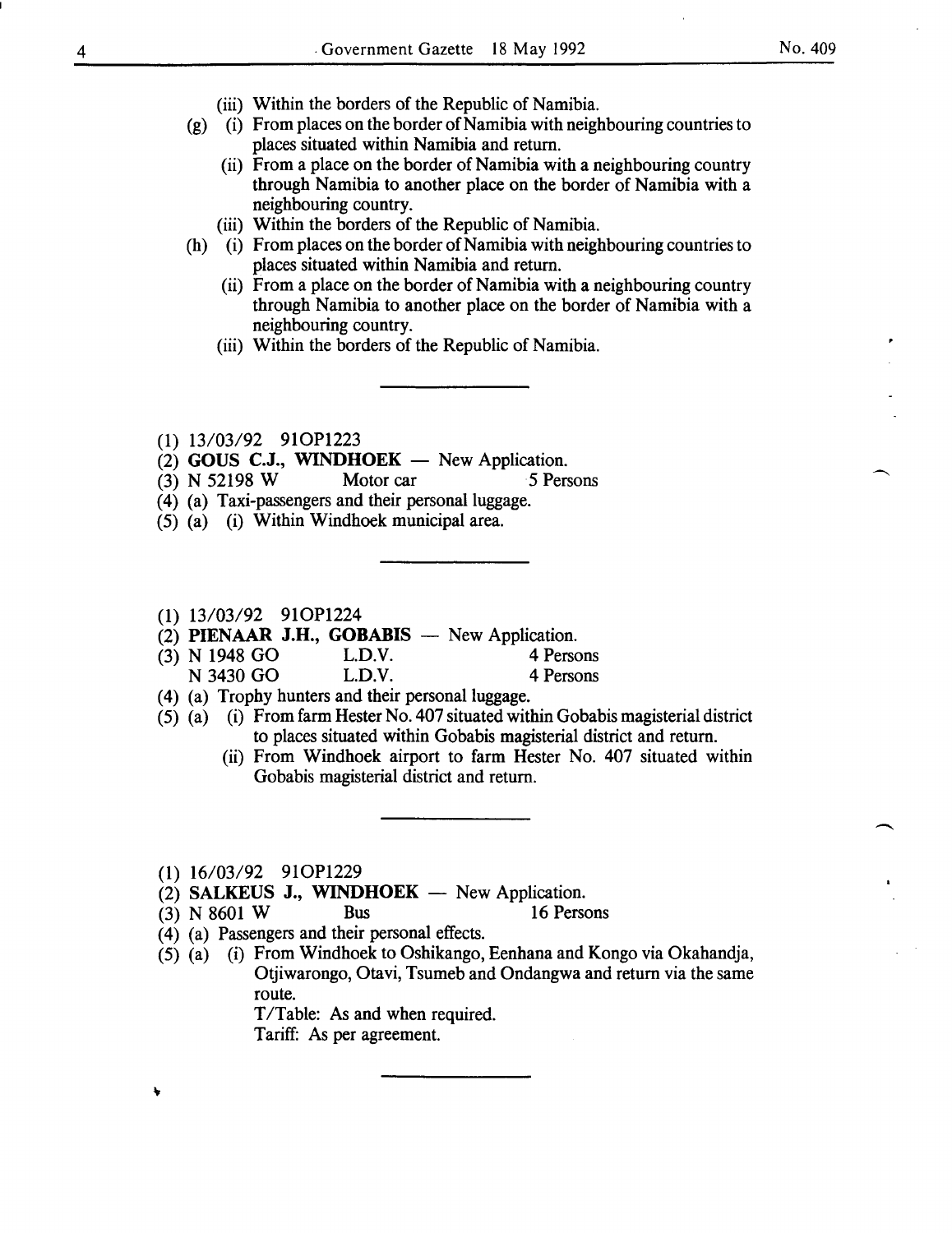(iii) Within the borders of the Republic of Namibia.

(g) (i) From places on the border of Namibia with neighbouring countries to places situated within Namibia and return.

(ii) From a place on the border of Namibia with a neighbouring country through Namibia to another place on the border of Namibia with a neighbouring country.

(iii) Within the borders of the Republic of Namibia.

(h) (i) From places on the border of Namibia with neighbouring countries to places situated within Namibia and return.

(ii) From a place on the border of Namibia with a neighbouring country through Namibia to another place on the border of Namibia with a neighbouring country.

(iii) Within the borders of the Republic of Namibia.

---

(1) 13/03/92 91OP1223

(2) **GOUS C.J., WINDHOEK** — New Application.

(3) N 52198 W Motor car 5 Persons

(4) (a) Taxi-passengers and their personal luggage.

(5) (a) (i) Within Windhoek municipal area.

---

(1) 13/03/92 91OP1224

(2) **PIENAAR J.H., GOBABIS** — New Application.

(3) N 1948 GO L.D.V. 4 Persons
N 3430 GO L.D.V. 4 Persons

(4) (a) Trophy hunters and their personal luggage.

(5) (a) (i) From farm Hester No. 407 situated within Gobabis magisterial district to places situated within Gobabis magisterial district and return.

(ii) From Windhoek airport to farm Hester No. 407 situated within Gobabis magisterial district and return.

---

(1) 16/03/92 91OP1229

(2) **SALKEUS J., WINDHOEK** — New Application.

(3) N 8601 W Bus 16 Persons

(4) (a) Passengers and their personal effects.

(5) (a) (i) From Windhoek to Oshikango, Eenhana and Kongo via Okahandja, Otjiwarongo, Otavi, Tsumeb and Ondangwa and return via the same route.

T/Table: As and when required.

Tariff: As per agreement.

---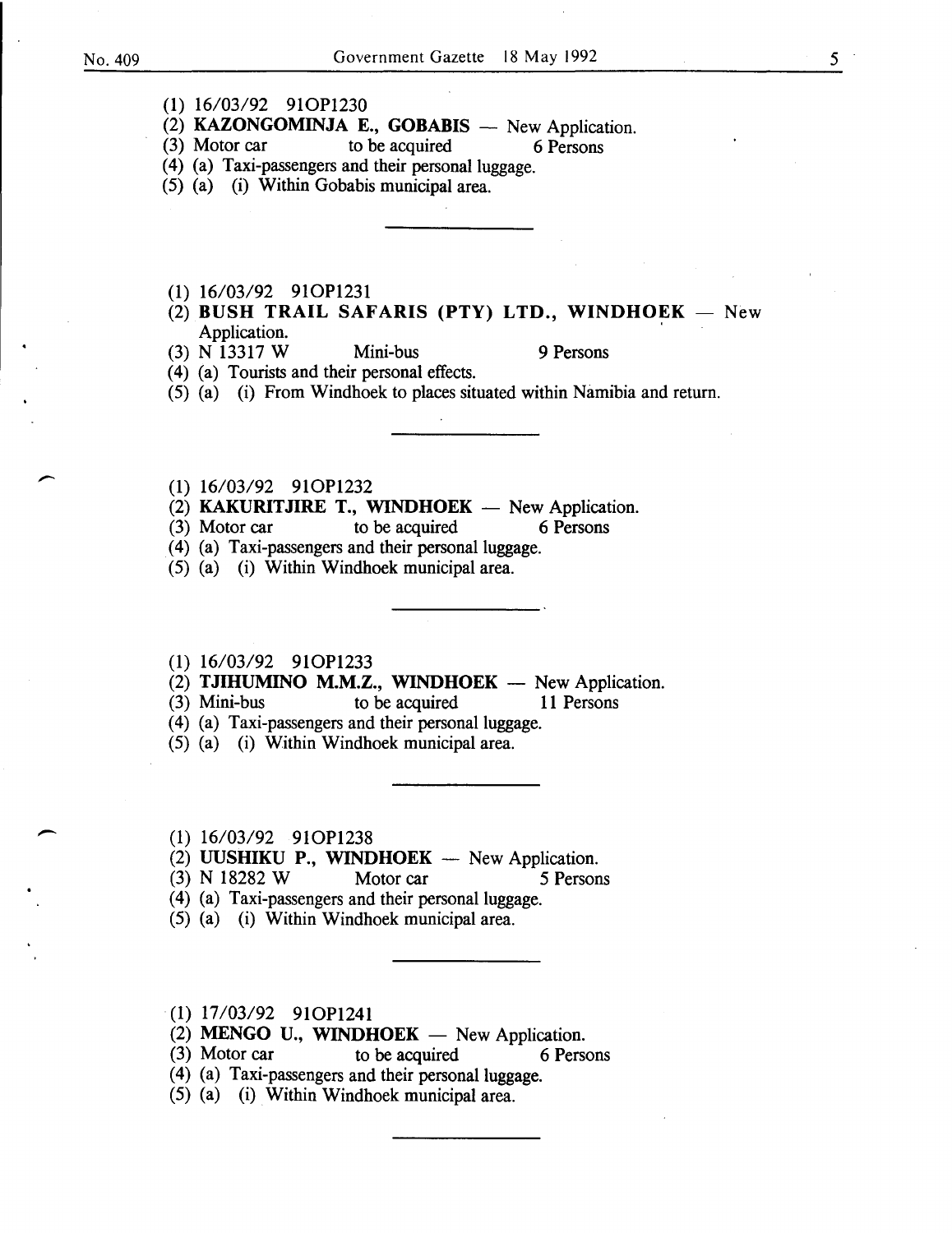(1) 16/03/92 91OP1230

(2) **KAZONGOMINJA E., GOBABIS** — New Application.

(3) Motor car to be acquired 6 Persons

(4) (a) Taxi-passengers and their personal luggage.

(5) (a) (i) Within Gobabis municipal area.

---

(1) 16/03/92 91OP1231

(2) **BUSH TRAIL SAFARIS (PTY) LTD., WINDHOEK** — New Application.

(3) N 13317 W Mini-bus 9 Persons

(4) (a) Tourists and their personal effects.

(5) (a) (i) From Windhoek to places situated within Namibia and return.

---

(1) 16/03/92 91OP1232

(2) **KAKURITJIRE T., WINDHOEK** — New Application.

(3) Motor car to be acquired 6 Persons

(4) (a) Taxi-passengers and their personal luggage.

(5) (a) (i) Within Windhoek municipal area.

---

(1) 16/03/92 91OP1233

(2) **TJIHUMINO M.M.Z., WINDHOEK** — New Application.

(3) Mini-bus to be acquired 11 Persons

(4) (a) Taxi-passengers and their personal luggage.

(5) (a) (i) Within Windhoek municipal area.

---

(1) 16/03/92 91OP1238

(2) **UUSHIKU P., WINDHOEK** — New Application.

(3) N 18282 W Motor car 5 Persons

(4) (a) Taxi-passengers and their personal luggage.

(5) (a) (i) Within Windhoek municipal area.

---

(1) 17/03/92 91OP1241

(2) **MENGO U., WINDHOEK** — New Application.

(3) Motor car to be acquired 6 Persons

(4) (a) Taxi-passengers and their personal luggage.

(5) (a) (i) Within Windhoek municipal area.

---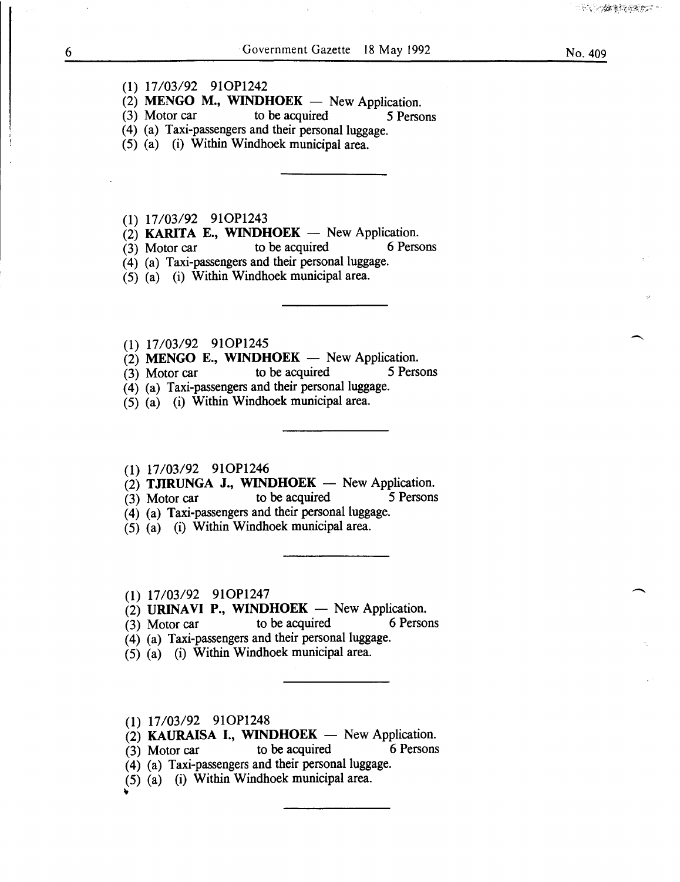(1) 17/03/92 91OP1242
(2) **MENGO M., WINDHOEK** — New Application.
(3) Motor car to be acquired 5 Persons
(4) (a) Taxi-passengers and their personal luggage.
(5) (a) (i) Within Windhoek municipal area.

---

(1) 17/03/92 91OP1243
(2) **KARITA E., WINDHOEK** — New Application.
(3) Motor car to be acquired 6 Persons
(4) (a) Taxi-passengers and their personal luggage.
(5) (a) (i) Within Windhoek municipal area.

---

(1) 17/03/92 91OP1245
(2) **MENGO E., WINDHOEK** — New Application.
(3) Motor car to be acquired 5 Persons
(4) (a) Taxi-passengers and their personal luggage.
(5) (a) (i) Within Windhoek municipal area.

---

(1) 17/03/92 91OP1246
(2) **TJIRUNGA J., WINDHOEK** — New Application.
(3) Motor car to be acquired 5 Persons
(4) (a) Taxi-passengers and their personal luggage.
(5) (a) (i) Within Windhoek municipal area.

---

(1) 17/03/92 91OP1247
(2) **URINAVI P., WINDHOEK** — New Application.
(3) Motor car to be acquired 6 Persons
(4) (a) Taxi-passengers and their personal luggage.
(5) (a) (i) Within Windhoek municipal area.

---

(1) 17/03/92 91OP1248
(2) **KAURAISA I., WINDHOEK** — New Application.
(3) Motor car to be acquired 6 Persons
(4) (a) Taxi-passengers and their personal luggage.
(5) (a) (i) Within Windhoek municipal area.

---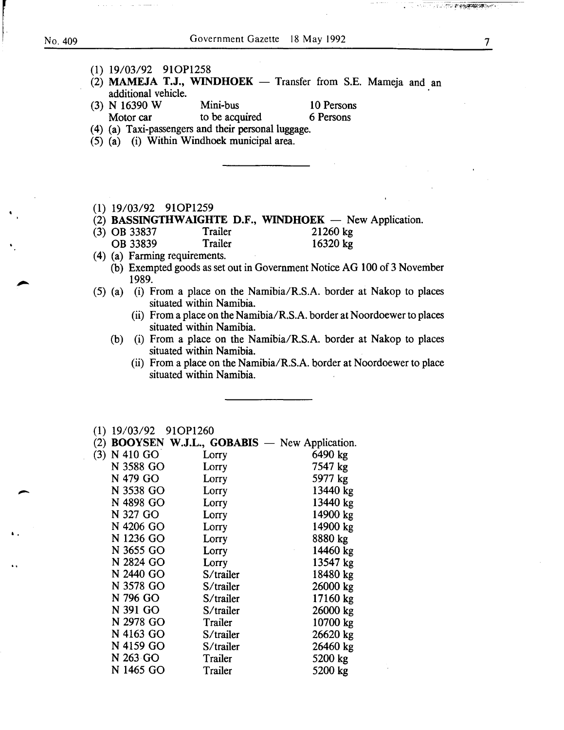(1) 19/03/92 91OP1258

(2) **MAMEJA T.J., WINDHOEK** — Transfer from S.E. Mameja and an additional vehicle.

(3)

| | | |
|---|---|---|
| N 16390 W | Mini-bus | 10 Persons |
| Motor car | to be acquired | 6 Persons |

(4) (a) Taxi-passengers and their personal luggage.

(5) (a) (i) Within Windhoek municipal area.

---

(1) 19/03/92 91OP1259

(2) **BASSINGTHWAIGHTE D.F., WINDHOEK** — New Application.

(3)

| | | |
|---|---|---|
| OB 33837 | Trailer | 21260 kg |
| OB 33839 | Trailer | 16320 kg |

(4) (a) Farming requirements.

(b) Exempted goods as set out in Government Notice AG 100 of 3 November 1989.

(5) (a) (i) From a place on the Namibia/R.S.A. border at Nakop to places situated within Namibia.

(ii) From a place on the Namibia/R.S.A. border at Noordoewer to places situated within Namibia.

(b) (i) From a place on the Namibia/R.S.A. border at Nakop to places situated within Namibia.

(ii) From a place on the Namibia/R.S.A. border at Noordoewer to place situated within Namibia.

---

(1) 19/03/92 91OP1260

(2) **BOOYSEN W.J.L., GOBABIS** — New Application.

(3)

| | | |
|---|---|---|
| N 410 GO | Lorry | 6490 kg |
| N 3588 GO | Lorry | 7547 kg |
| N 479 GO | Lorry | 5977 kg |
| N 3538 GO | Lorry | 13440 kg |
| N 4898 GO | Lorry | 13440 kg |
| N 327 GO | Lorry | 14900 kg |
| N 4206 GO | Lorry | 14900 kg |
| N 1236 GO | Lorry | 8880 kg |
| N 3655 GO | Lorry | 14460 kg |
| N 2824 GO | Lorry | 13547 kg |
| N 2440 GO | S/trailer | 18480 kg |
| N 3578 GO | S/trailer | 26000 kg |
| N 796 GO | S/trailer | 17160 kg |
| N 391 GO | S/trailer | 26000 kg |
| N 2978 GO | Trailer | 10700 kg |
| N 4163 GO | S/trailer | 26620 kg |
| N 4159 GO | S/trailer | 26460 kg |
| N 263 GO | Trailer | 5200 kg |
| N 1465 GO | Trailer | 5200 kg |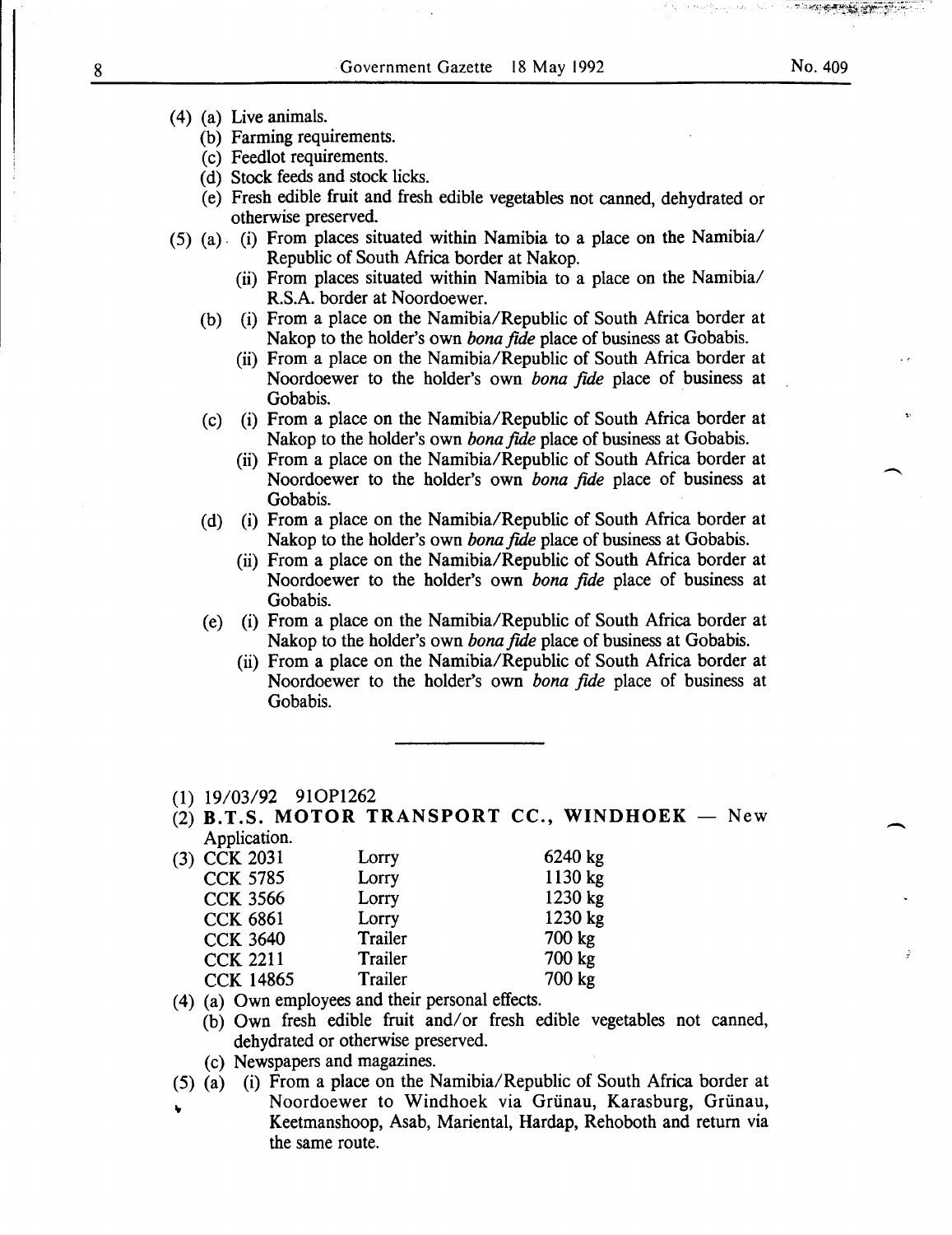(4) (a) Live animals.
   (b) Farming requirements.
   (c) Feedlot requirements.
   (d) Stock feeds and stock licks.
   (e) Fresh edible fruit and fresh edible vegetables not canned, dehydrated or otherwise preserved.

(5) (a) (i) From places situated within Namibia to a place on the Namibia/Republic of South Africa border at Nakop.
      (ii) From places situated within Namibia to a place on the Namibia/R.S.A. border at Noordoewer.
   (b) (i) From a place on the Namibia/Republic of South Africa border at Nakop to the holder's own *bona fide* place of business at Gobabis.
      (ii) From a place on the Namibia/Republic of South Africa border at Noordoewer to the holder's own *bona fide* place of business at Gobabis.
   (c) (i) From a place on the Namibia/Republic of South Africa border at Nakop to the holder's own *bona fide* place of business at Gobabis.
      (ii) From a place on the Namibia/Republic of South Africa border at Noordoewer to the holder's own *bona fide* place of business at Gobabis.
   (d) (i) From a place on the Namibia/Republic of South Africa border at Nakop to the holder's own *bona fide* place of business at Gobabis.
      (ii) From a place on the Namibia/Republic of South Africa border at Noordoewer to the holder's own *bona fide* place of business at Gobabis.
   (e) (i) From a place on the Namibia/Republic of South Africa border at Nakop to the holder's own *bona fide* place of business at Gobabis.
      (ii) From a place on the Namibia/Republic of South Africa border at Noordoewer to the holder's own *bona fide* place of business at Gobabis.

---

(1) 19/03/92 91OP1262

(2) **B.T.S. MOTOR TRANSPORT CC., WINDHOEK** — New Application.

(3)

| | | |
|---|---|---|
| CCK 2031 | Lorry | 6240 kg |
| CCK 5785 | Lorry | 1130 kg |
| CCK 3566 | Lorry | 1230 kg |
| CCK 6861 | Lorry | 1230 kg |
| CCK 3640 | Trailer | 700 kg |
| CCK 2211 | Trailer | 700 kg |
| CCK 14865 | Trailer | 700 kg |

(4) (a) Own employees and their personal effects.
   (b) Own fresh edible fruit and/or fresh edible vegetables not canned, dehydrated or otherwise preserved.
   (c) Newspapers and magazines.

(5) (a) (i) From a place on the Namibia/Republic of South Africa border at Noordoewer to Windhoek via Grünau, Karasburg, Grünau, Keetmanshoop, Asab, Mariental, Hardap, Rehoboth and return via the same route.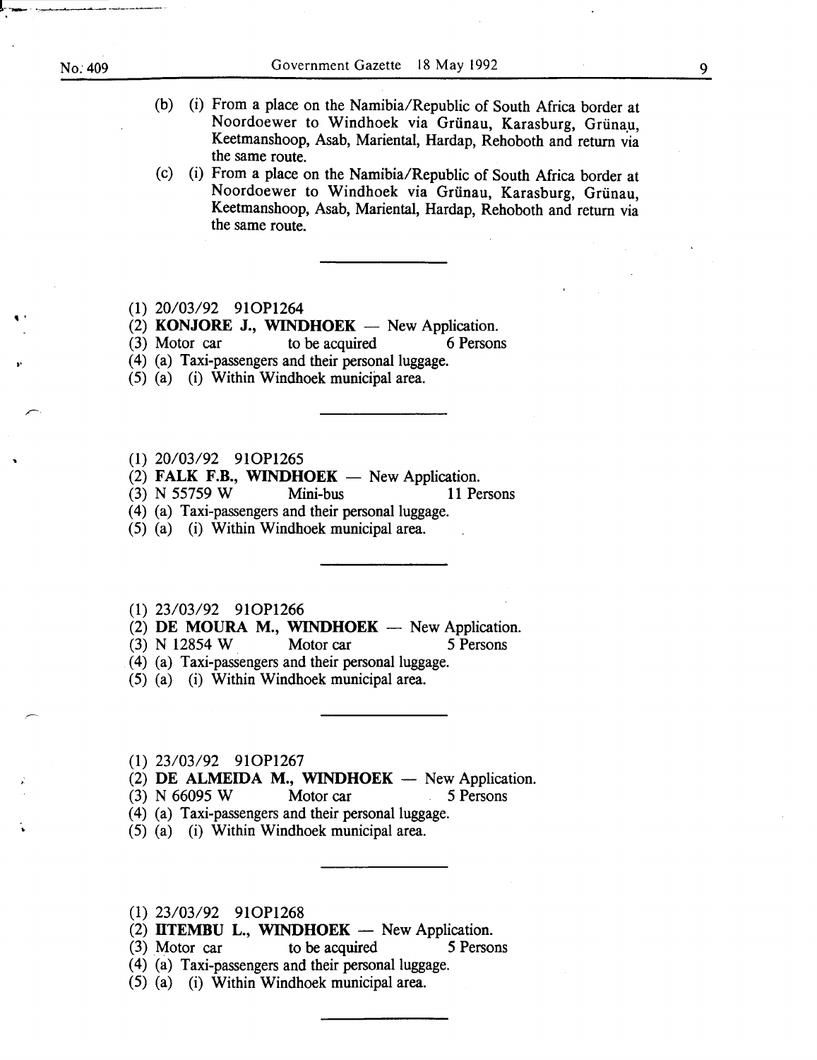(b) (i) From a place on the Namibia/Republic of South Africa border at Noordoewer to Windhoek via Grünau, Karasburg, Grünau, Keetmanshoop, Asab, Mariental, Hardap, Rehoboth and return via the same route.

(c) (i) From a place on the Namibia/Republic of South Africa border at Noordoewer to Windhoek via Grünau, Karasburg, Grünau, Keetmanshoop, Asab, Mariental, Hardap, Rehoboth and return via the same route.

---

(1) 20/03/92 91OP1264
(2) **KONJORE J., WINDHOEK** — New Application.
(3) Motor car to be acquired 6 Persons
(4) (a) Taxi-passengers and their personal luggage.
(5) (a) (i) Within Windhoek municipal area.

---

(1) 20/03/92 91OP1265
(2) **FALK F.B., WINDHOEK** — New Application.
(3) N 55759 W Mini-bus 11 Persons
(4) (a) Taxi-passengers and their personal luggage.
(5) (a) (i) Within Windhoek municipal area.

---

(1) 23/03/92 91OP1266
(2) **DE MOURA M., WINDHOEK** — New Application.
(3) N 12854 W Motor car 5 Persons
(4) (a) Taxi-passengers and their personal luggage.
(5) (a) (i) Within Windhoek municipal area.

---

(1) 23/03/92 91OP1267
(2) **DE ALMEIDA M., WINDHOEK** — New Application.
(3) N 66095 W Motor car 5 Persons
(4) (a) Taxi-passengers and their personal luggage.
(5) (a) (i) Within Windhoek municipal area.

---

(1) 23/03/92 91OP1268
(2) **IITEMBU L., WINDHOEK** — New Application.
(3) Motor car to be acquired 5 Persons
(4) (a) Taxi-passengers and their personal luggage.
(5) (a) (i) Within Windhoek municipal area.

---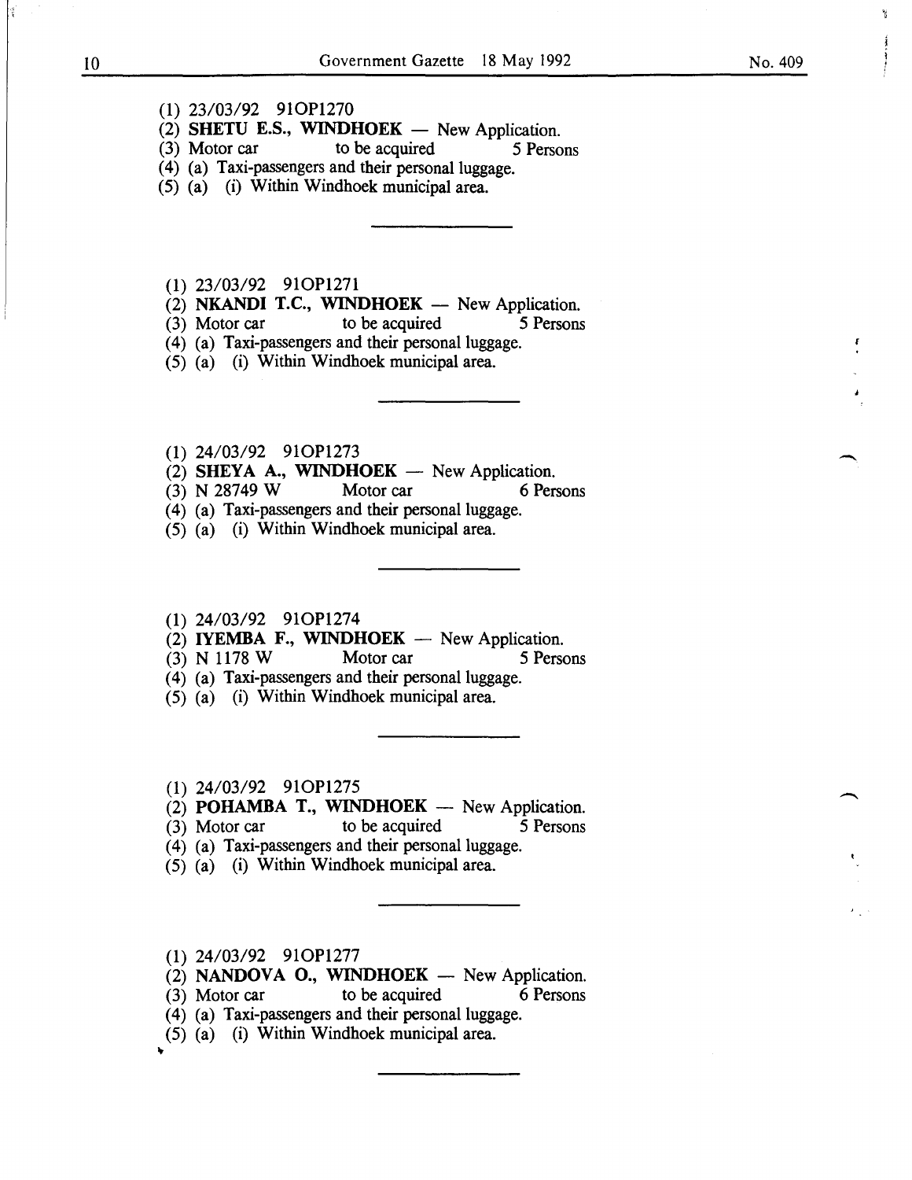(1) 23/03/92 91OP1270
(2) **SHETU E.S., WINDHOEK** — New Application.
(3) Motor car to be acquired 5 Persons
(4) (a) Taxi-passengers and their personal luggage.
(5) (a) (i) Within Windhoek municipal area.

---

(1) 23/03/92 91OP1271
(2) **NKANDI T.C., WINDHOEK** — New Application.
(3) Motor car to be acquired 5 Persons
(4) (a) Taxi-passengers and their personal luggage.
(5) (a) (i) Within Windhoek municipal area.

---

(1) 24/03/92 91OP1273
(2) **SHEYA A., WINDHOEK** — New Application.
(3) N 28749 W Motor car 6 Persons
(4) (a) Taxi-passengers and their personal luggage.
(5) (a) (i) Within Windhoek municipal area.

---

(1) 24/03/92 91OP1274
(2) **IYEMBA F., WINDHOEK** — New Application.
(3) N 1178 W Motor car 5 Persons
(4) (a) Taxi-passengers and their personal luggage.
(5) (a) (i) Within Windhoek municipal area.

---

(1) 24/03/92 91OP1275
(2) **POHAMBA T., WINDHOEK** — New Application.
(3) Motor car to be acquired 5 Persons
(4) (a) Taxi-passengers and their personal luggage.
(5) (a) (i) Within Windhoek municipal area.

---

(1) 24/03/92 91OP1277
(2) **NANDOVA O., WINDHOEK** — New Application.
(3) Motor car to be acquired 6 Persons
(4) (a) Taxi-passengers and their personal luggage.
(5) (a) (i) Within Windhoek municipal area.

---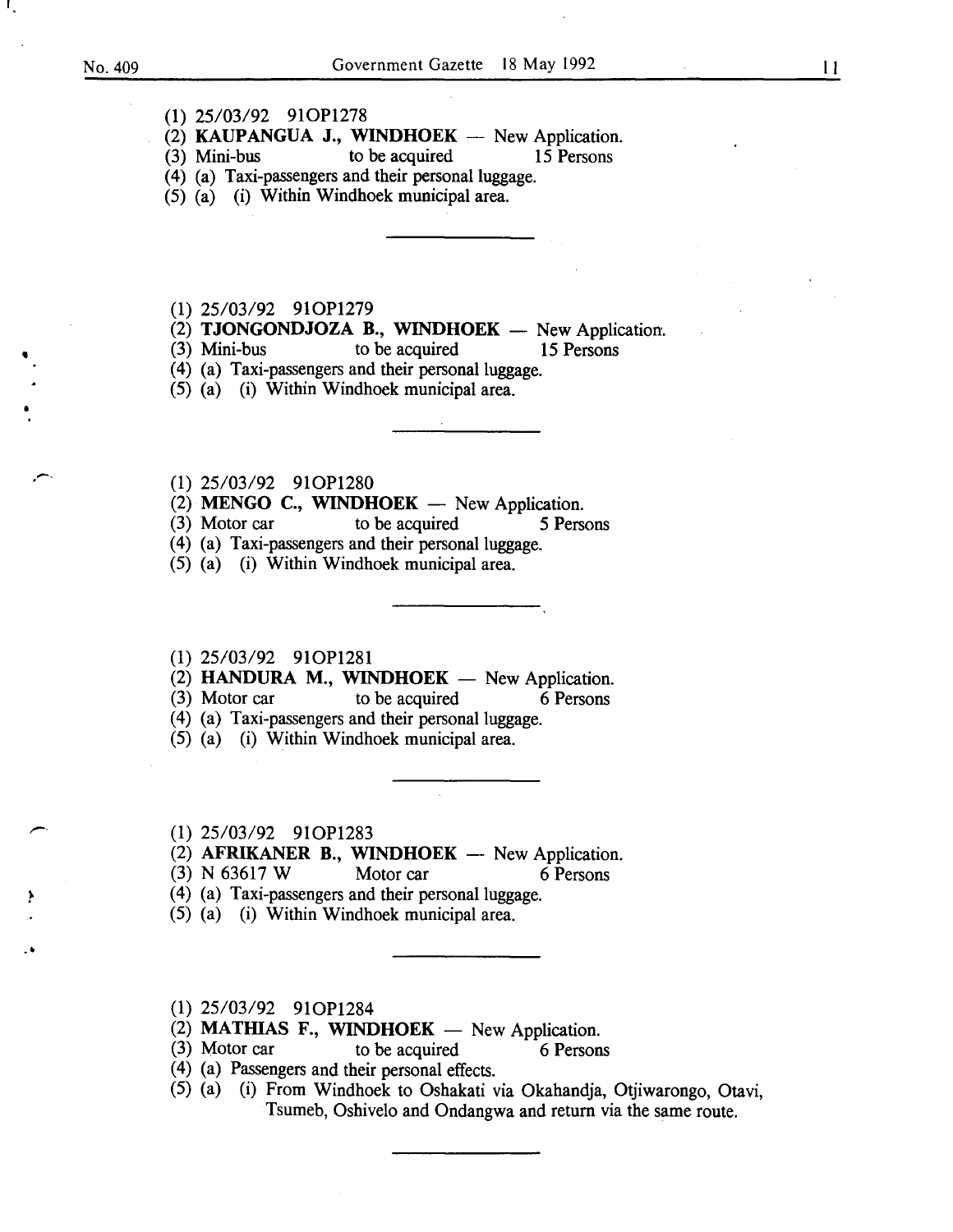(1) 25/03/92 91OP1278
(2) **KAUPANGUA J., WINDHOEK** — New Application.
(3) Mini-bus to be acquired 15 Persons
(4) (a) Taxi-passengers and their personal luggage.
(5) (a) (i) Within Windhoek municipal area.

---

(1) 25/03/92 91OP1279
(2) **TJONGONDJOZA B., WINDHOEK** — New Application.
(3) Mini-bus to be acquired 15 Persons
(4) (a) Taxi-passengers and their personal luggage.
(5) (a) (i) Within Windhoek municipal area.

---

(1) 25/03/92 91OP1280
(2) **MENGO C., WINDHOEK** — New Application.
(3) Motor car to be acquired 5 Persons
(4) (a) Taxi-passengers and their personal luggage.
(5) (a) (i) Within Windhoek municipal area.

---

(1) 25/03/92 91OP1281
(2) **HANDURA M., WINDHOEK** — New Application.
(3) Motor car to be acquired 6 Persons
(4) (a) Taxi-passengers and their personal luggage.
(5) (a) (i) Within Windhoek municipal area.

---

(1) 25/03/92 91OP1283
(2) **AFRIKANER B., WINDHOEK** — New Application.
(3) N 63617 W Motor car 6 Persons
(4) (a) Taxi-passengers and their personal luggage.
(5) (a) (i) Within Windhoek municipal area.

---

(1) 25/03/92 91OP1284
(2) **MATHIAS F., WINDHOEK** — New Application.
(3) Motor car to be acquired 6 Persons
(4) (a) Passengers and their personal effects.
(5) (a) (i) From Windhoek to Oshakati via Okahandja, Otjiwarongo, Otavi, Tsumeb, Oshivelo and Ondangwa and return via the same route.

---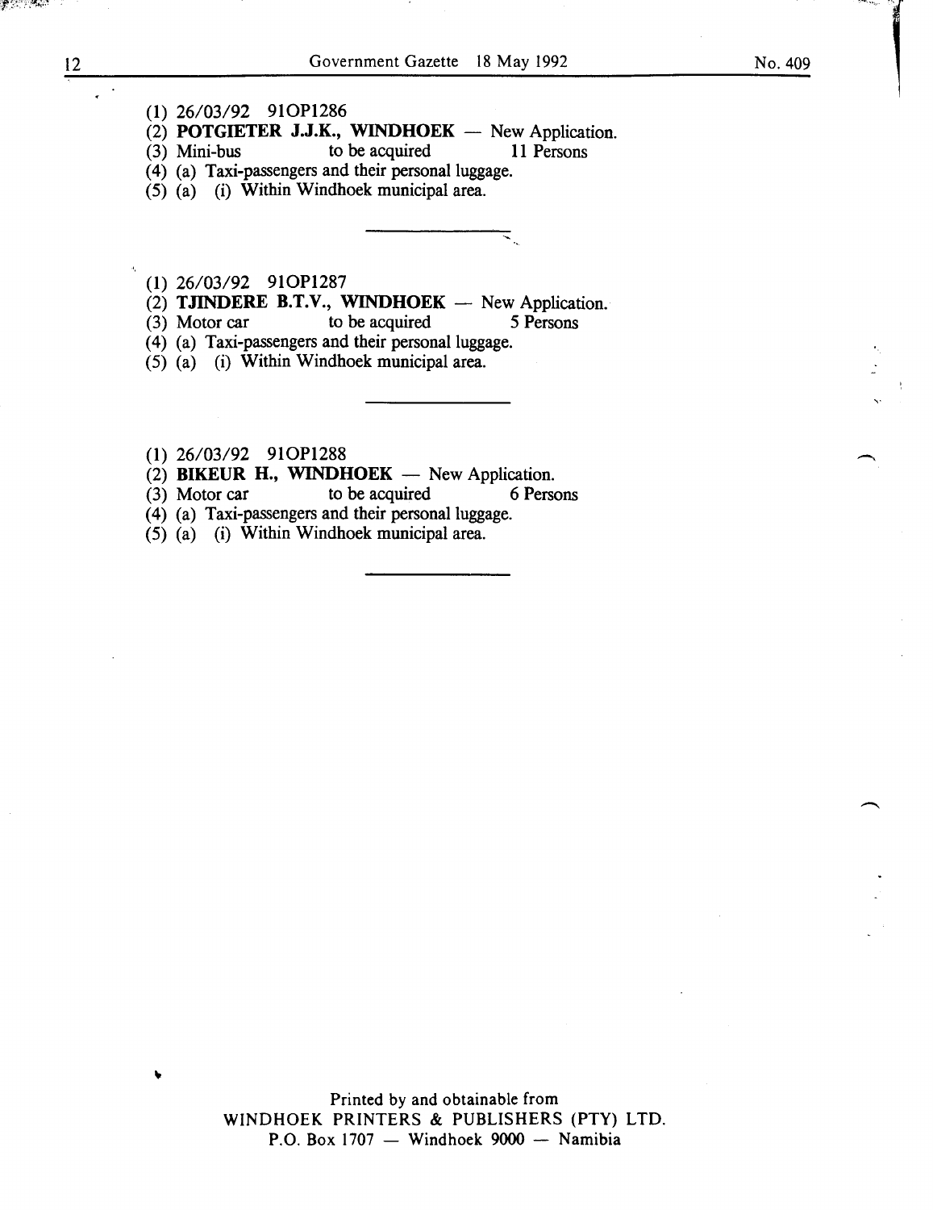(1) 26/03/92 91OP1286
(2) **POTGIETER J.J.K., WINDHOEK** — New Application.
(3) Mini-bus to be acquired 11 Persons
(4) (a) Taxi-passengers and their personal luggage.
(5) (a) (i) Within Windhoek municipal area.

---

(1) 26/03/92 91OP1287
(2) **TJINDERE B.T.V., WINDHOEK** — New Application.
(3) Motor car to be acquired 5 Persons
(4) (a) Taxi-passengers and their personal luggage.
(5) (a) (i) Within Windhoek municipal area.

---

(1) 26/03/92 91OP1288
(2) **BIKEUR H., WINDHOEK** — New Application.
(3) Motor car to be acquired 6 Persons
(4) (a) Taxi-passengers and their personal luggage.
(5) (a) (i) Within Windhoek municipal area.

---

Printed by and obtainable from
WINDHOEK PRINTERS & PUBLISHERS (PTY) LTD.
P.O. Box 1707 — Windhoek 9000 — Namibia